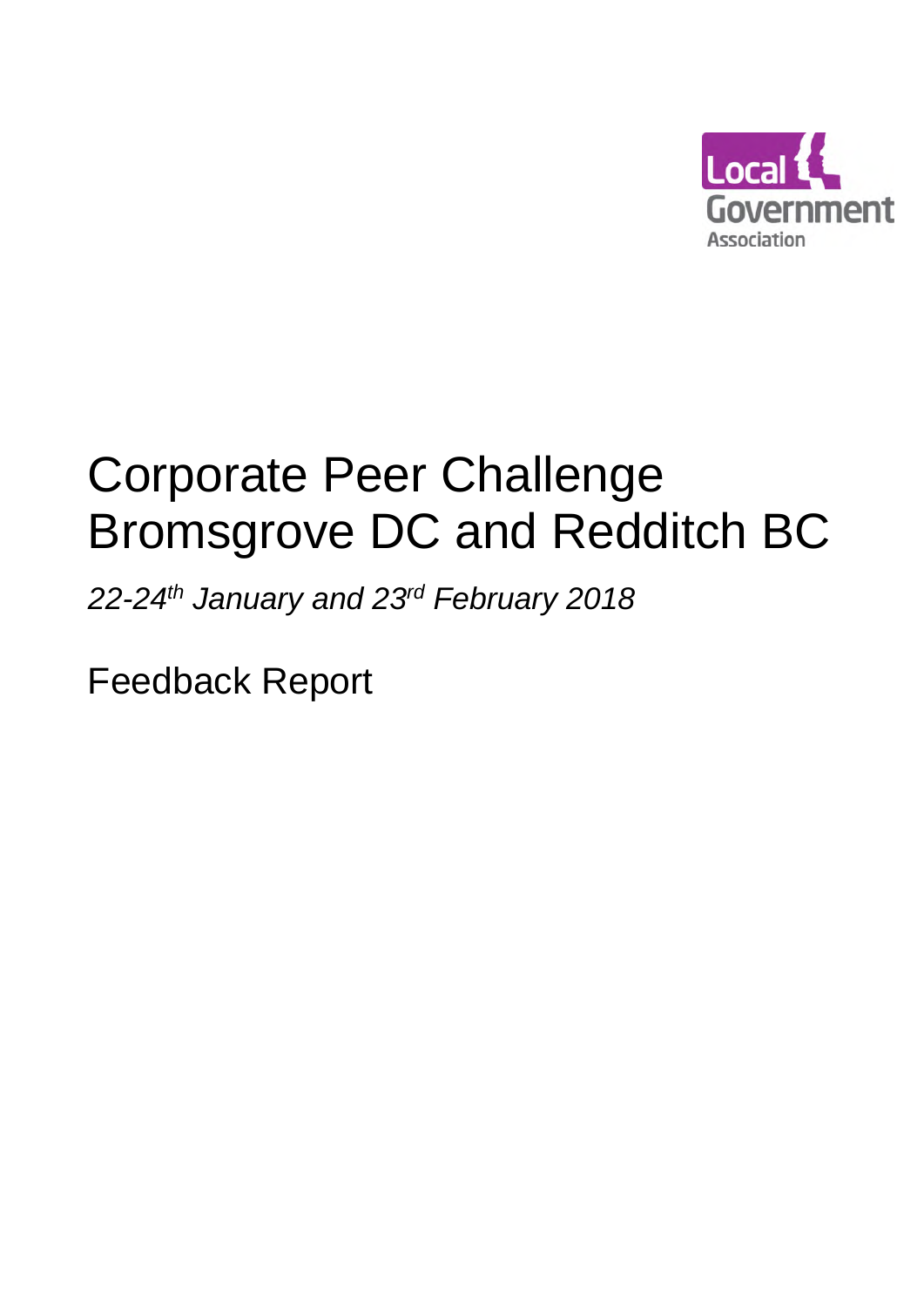Local Government Association

# Corporate Peer Challenge Bromsgrove DC and Redditch BC

*22-24th January and 23rd February 2018*

Feedback Report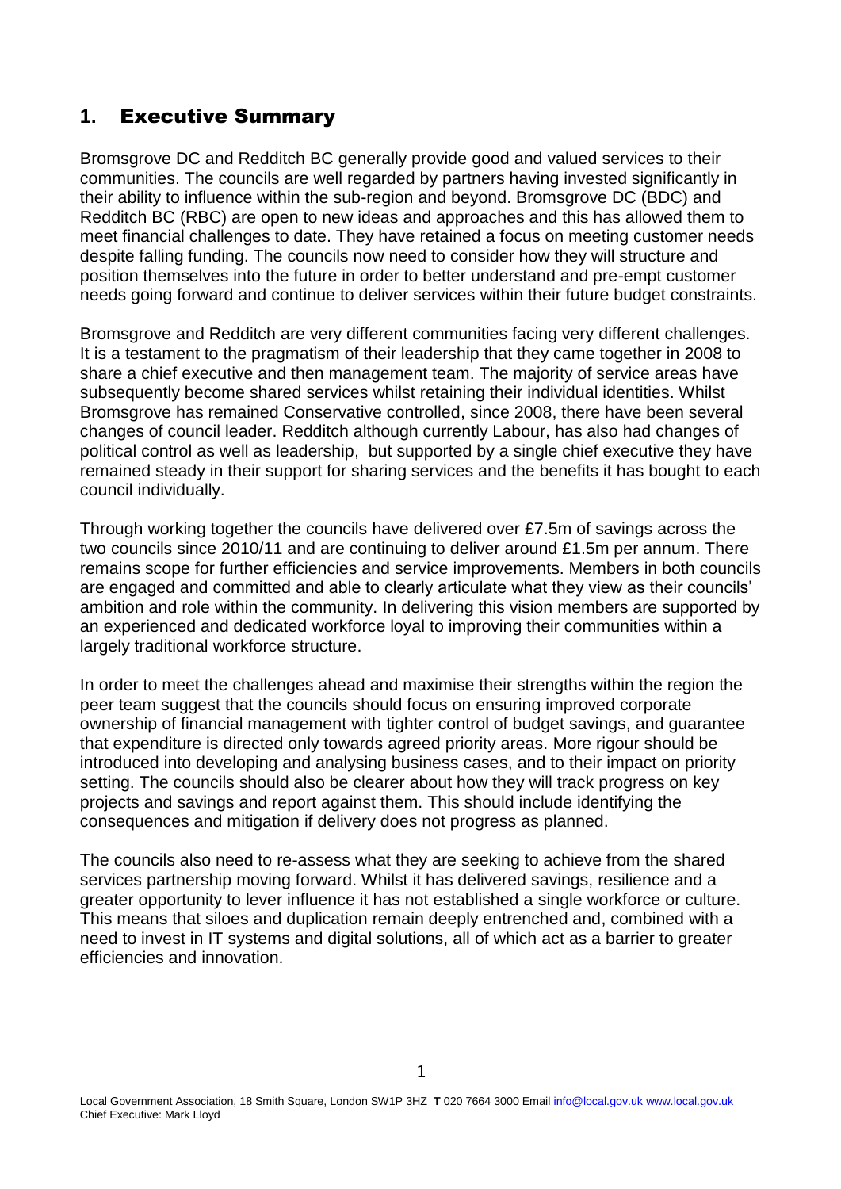## 1. Executive Summary

Bromsgrove DC and Redditch BC generally provide good and valued services to their communities. The councils are well regarded by partners having invested significantly in their ability to influence within the sub-region and beyond. Bromsgrove DC (BDC) and Redditch BC (RBC) are open to new ideas and approaches and this has allowed them to meet financial challenges to date. They have retained a focus on meeting customer needs despite falling funding. The councils now need to consider how they will structure and position themselves into the future in order to better understand and pre-empt customer needs going forward and continue to deliver services within their future budget constraints.

Bromsgrove and Redditch are very different communities facing very different challenges. It is a testament to the pragmatism of their leadership that they came together in 2008 to share a chief executive and then management team. The majority of service areas have subsequently become shared services whilst retaining their individual identities. Whilst Bromsgrove has remained Conservative controlled, since 2008, there have been several changes of council leader. Redditch although currently Labour, has also had changes of political control as well as leadership, but supported by a single chief executive they have remained steady in their support for sharing services and the benefits it has bought to each council individually.

Through working together the councils have delivered over £7.5m of savings across the two councils since 2010/11 and are continuing to deliver around £1.5m per annum. There remains scope for further efficiencies and service improvements. Members in both councils are engaged and committed and able to clearly articulate what they view as their councils' ambition and role within the community. In delivering this vision members are supported by an experienced and dedicated workforce loyal to improving their communities within a largely traditional workforce structure.

In order to meet the challenges ahead and maximise their strengths within the region the peer team suggest that the councils should focus on ensuring improved corporate ownership of financial management with tighter control of budget savings, and guarantee that expenditure is directed only towards agreed priority areas. More rigour should be introduced into developing and analysing business cases, and to their impact on priority setting. The councils should also be clearer about how they will track progress on key projects and savings and report against them. This should include identifying the consequences and mitigation if delivery does not progress as planned.

The councils also need to re-assess what they are seeking to achieve from the shared services partnership moving forward. Whilst it has delivered savings, resilience and a greater opportunity to lever influence it has not established a single workforce or culture. This means that siloes and duplication remain deeply entrenched and, combined with a need to invest in IT systems and digital solutions, all of which act as a barrier to greater efficiencies and innovation.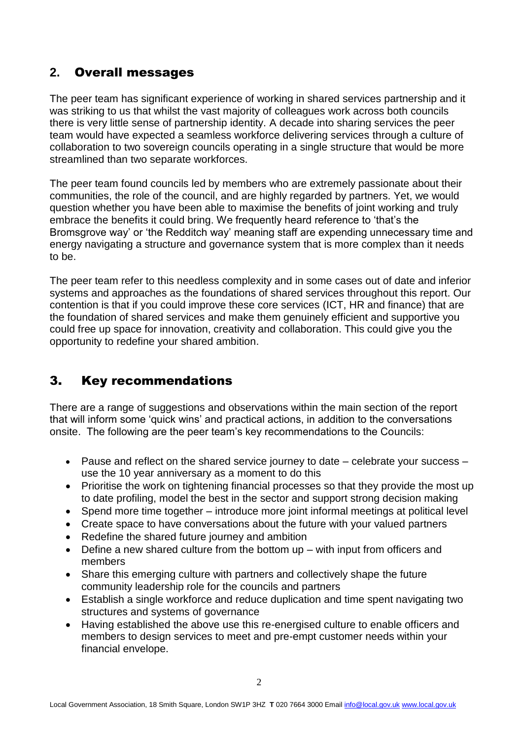## 2. Overall messages

The peer team has significant experience of working in shared services partnership and it was striking to us that whilst the vast majority of colleagues work across both councils there is very little sense of partnership identity. A decade into sharing services the peer team would have expected a seamless workforce delivering services through a culture of collaboration to two sovereign councils operating in a single structure that would be more streamlined than two separate workforces.

The peer team found councils led by members who are extremely passionate about their communities, the role of the council, and are highly regarded by partners. Yet, we would question whether you have been able to maximise the benefits of joint working and truly embrace the benefits it could bring. We frequently heard reference to 'that's the Bromsgrove way' or 'the Redditch way' meaning staff are expending unnecessary time and energy navigating a structure and governance system that is more complex than it needs to be.

The peer team refer to this needless complexity and in some cases out of date and inferior systems and approaches as the foundations of shared services throughout this report. Our contention is that if you could improve these core services (ICT, HR and finance) that are the foundation of shared services and make them genuinely efficient and supportive you could free up space for innovation, creativity and collaboration. This could give you the opportunity to redefine your shared ambition.

## 3. Key recommendations

There are a range of suggestions and observations within the main section of the report that will inform some 'quick wins' and practical actions, in addition to the conversations onsite. The following are the peer team's key recommendations to the Councils:

- Pause and reflect on the shared service journey to date – celebrate your success – use the 10 year anniversary as a moment to do this
- Prioritise the work on tightening financial processes so that they provide the most up to date profiling, model the best in the sector and support strong decision making
- Spend more time together – introduce more joint informal meetings at political level
- Create space to have conversations about the future with your valued partners
- Redefine the shared future journey and ambition
- Define a new shared culture from the bottom up – with input from officers and members
- Share this emerging culture with partners and collectively shape the future community leadership role for the councils and partners
- Establish a single workforce and reduce duplication and time spent navigating two structures and systems of governance
- Having established the above use this re-energised culture to enable officers and members to design services to meet and pre-empt customer needs within your financial envelope.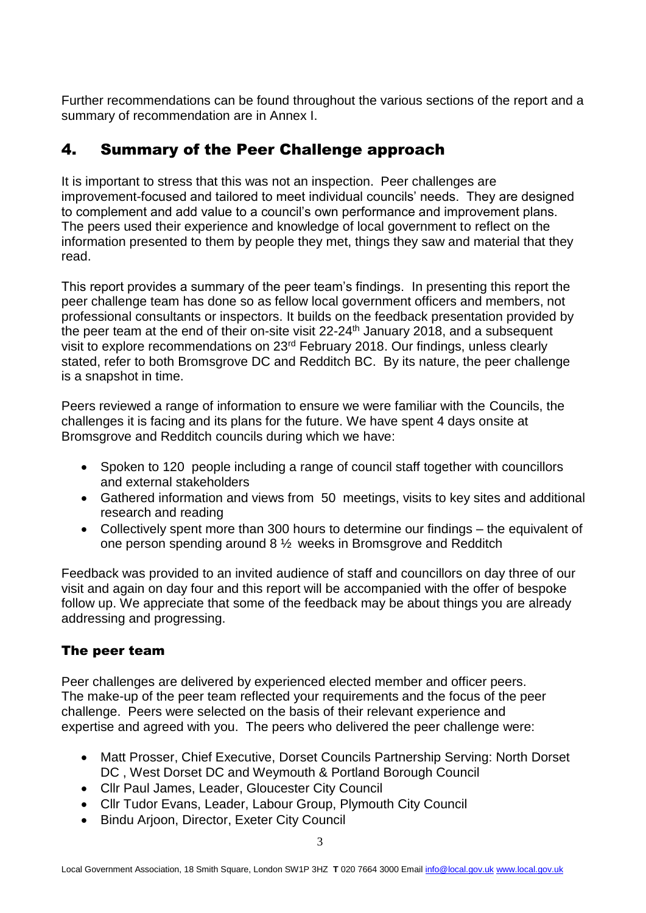Further recommendations can be found throughout the various sections of the report and a summary of recommendation are in Annex I.

## 4. Summary of the Peer Challenge approach

It is important to stress that this was not an inspection. Peer challenges are improvement-focused and tailored to meet individual councils' needs. They are designed to complement and add value to a council's own performance and improvement plans. The peers used their experience and knowledge of local government to reflect on the information presented to them by people they met, things they saw and material that they read.

This report provides a summary of the peer team's findings. In presenting this report the peer challenge team has done so as fellow local government officers and members, not professional consultants or inspectors. It builds on the feedback presentation provided by the peer team at the end of their on-site visit 22-24th January 2018, and a subsequent visit to explore recommendations on 23rd February 2018. Our findings, unless clearly stated, refer to both Bromsgrove DC and Redditch BC. By its nature, the peer challenge is a snapshot in time.

Peers reviewed a range of information to ensure we were familiar with the Councils, the challenges it is facing and its plans for the future. We have spent 4 days onsite at Bromsgrove and Redditch councils during which we have:

- Spoken to 120 people including a range of council staff together with councillors and external stakeholders
- Gathered information and views from 50 meetings, visits to key sites and additional research and reading
- Collectively spent more than 300 hours to determine our findings – the equivalent of one person spending around 8 ½ weeks in Bromsgrove and Redditch

Feedback was provided to an invited audience of staff and councillors on day three of our visit and again on day four and this report will be accompanied with the offer of bespoke follow up. We appreciate that some of the feedback may be about things you are already addressing and progressing.

### The peer team

Peer challenges are delivered by experienced elected member and officer peers. The make-up of the peer team reflected your requirements and the focus of the peer challenge. Peers were selected on the basis of their relevant experience and expertise and agreed with you. The peers who delivered the peer challenge were:

- Matt Prosser, Chief Executive, Dorset Councils Partnership Serving: North Dorset DC , West Dorset DC and Weymouth & Portland Borough Council
- Cllr Paul James, Leader, Gloucester City Council
- Cllr Tudor Evans, Leader, Labour Group, Plymouth City Council
- Bindu Arjoon, Director, Exeter City Council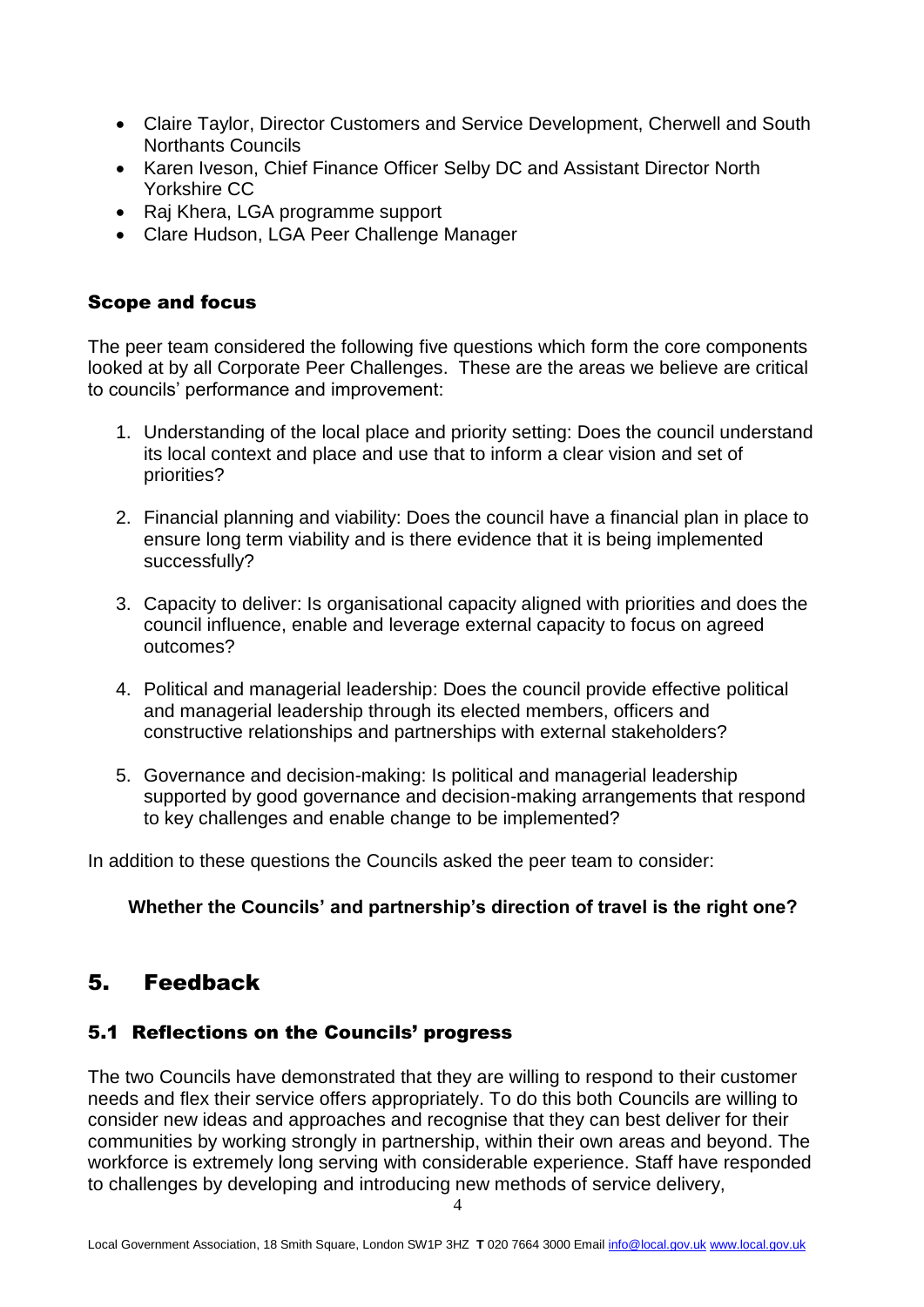- Claire Taylor, Director Customers and Service Development, Cherwell and South Northants Councils
- Karen Iveson, Chief Finance Officer Selby DC and Assistant Director North Yorkshire CC
- Raj Khera, LGA programme support
- Clare Hudson, LGA Peer Challenge Manager

### Scope and focus

The peer team considered the following five questions which form the core components looked at by all Corporate Peer Challenges. These are the areas we believe are critical to councils' performance and improvement:

1. Understanding of the local place and priority setting: Does the council understand its local context and place and use that to inform a clear vision and set of priorities?

2. Financial planning and viability: Does the council have a financial plan in place to ensure long term viability and is there evidence that it is being implemented successfully?

3. Capacity to deliver: Is organisational capacity aligned with priorities and does the council influence, enable and leverage external capacity to focus on agreed outcomes?

4. Political and managerial leadership: Does the council provide effective political and managerial leadership through its elected members, officers and constructive relationships and partnerships with external stakeholders?

5. Governance and decision-making: Is political and managerial leadership supported by good governance and decision-making arrangements that respond to key challenges and enable change to be implemented?

In addition to these questions the Councils asked the peer team to consider:

**Whether the Councils' and partnership's direction of travel is the right one?**

## 5. Feedback

### 5.1 Reflections on the Councils' progress

The two Councils have demonstrated that they are willing to respond to their customer needs and flex their service offers appropriately. To do this both Councils are willing to consider new ideas and approaches and recognise that they can best deliver for their communities by working strongly in partnership, within their own areas and beyond. The workforce is extremely long serving with considerable experience. Staff have responded to challenges by developing and introducing new methods of service delivery,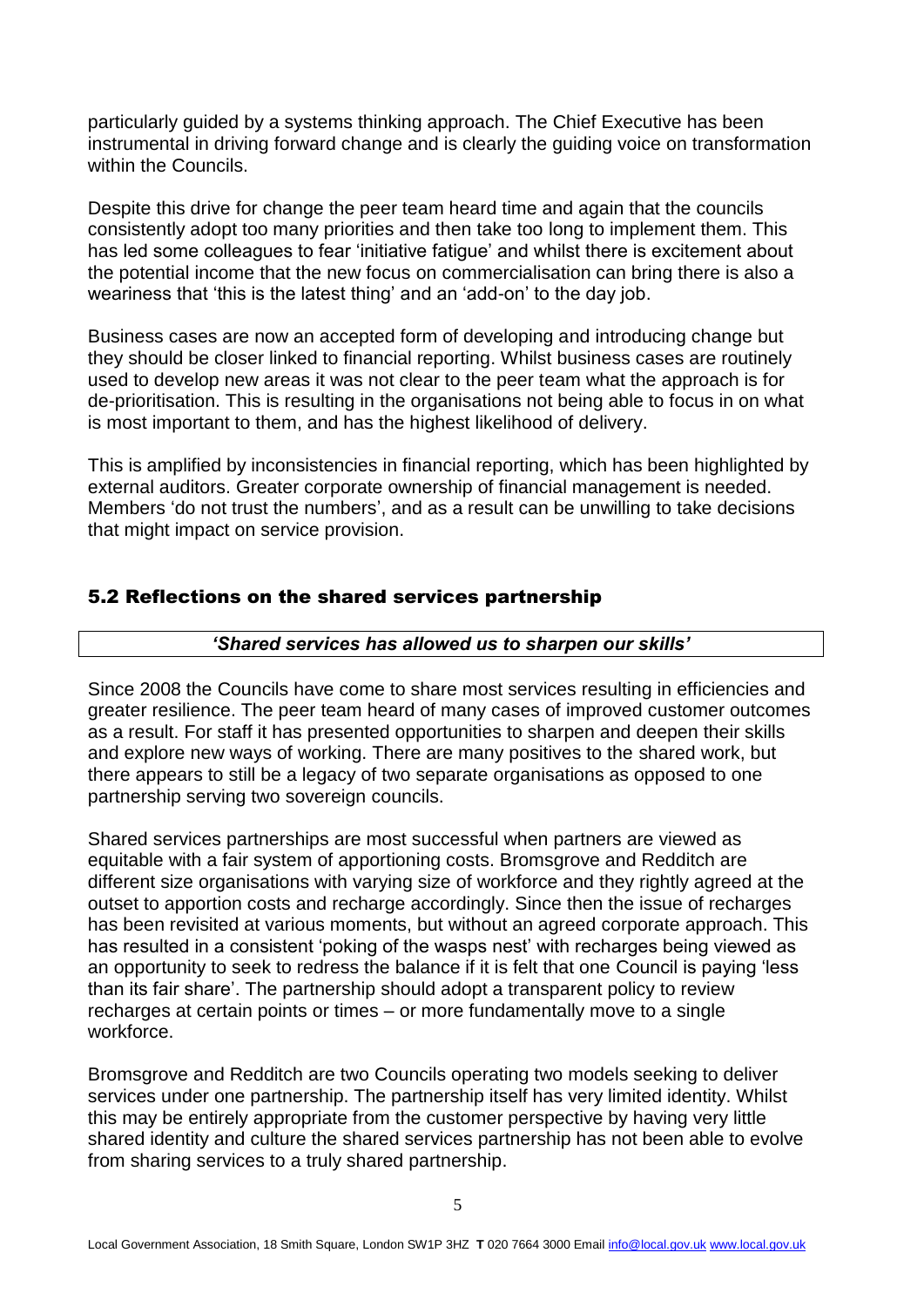particularly guided by a systems thinking approach. The Chief Executive has been instrumental in driving forward change and is clearly the guiding voice on transformation within the Councils.

Despite this drive for change the peer team heard time and again that the councils consistently adopt too many priorities and then take too long to implement them. This has led some colleagues to fear 'initiative fatigue' and whilst there is excitement about the potential income that the new focus on commercialisation can bring there is also a weariness that 'this is the latest thing' and an 'add-on' to the day job.

Business cases are now an accepted form of developing and introducing change but they should be closer linked to financial reporting. Whilst business cases are routinely used to develop new areas it was not clear to the peer team what the approach is for de-prioritisation. This is resulting in the organisations not being able to focus in on what is most important to them, and has the highest likelihood of delivery.

This is amplified by inconsistencies in financial reporting, which has been highlighted by external auditors. Greater corporate ownership of financial management is needed. Members 'do not trust the numbers', and as a result can be unwilling to take decisions that might impact on service provision.

## 5.2 Reflections on the shared services partnership

***'Shared services has allowed us to sharpen our skills'***

Since 2008 the Councils have come to share most services resulting in efficiencies and greater resilience. The peer team heard of many cases of improved customer outcomes as a result. For staff it has presented opportunities to sharpen and deepen their skills and explore new ways of working. There are many positives to the shared work, but there appears to still be a legacy of two separate organisations as opposed to one partnership serving two sovereign councils.

Shared services partnerships are most successful when partners are viewed as equitable with a fair system of apportioning costs. Bromsgrove and Redditch are different size organisations with varying size of workforce and they rightly agreed at the outset to apportion costs and recharge accordingly. Since then the issue of recharges has been revisited at various moments, but without an agreed corporate approach. This has resulted in a consistent 'poking of the wasps nest' with recharges being viewed as an opportunity to seek to redress the balance if it is felt that one Council is paying 'less than its fair share'. The partnership should adopt a transparent policy to review recharges at certain points or times – or more fundamentally move to a single workforce.

Bromsgrove and Redditch are two Councils operating two models seeking to deliver services under one partnership. The partnership itself has very limited identity. Whilst this may be entirely appropriate from the customer perspective by having very little shared identity and culture the shared services partnership has not been able to evolve from sharing services to a truly shared partnership.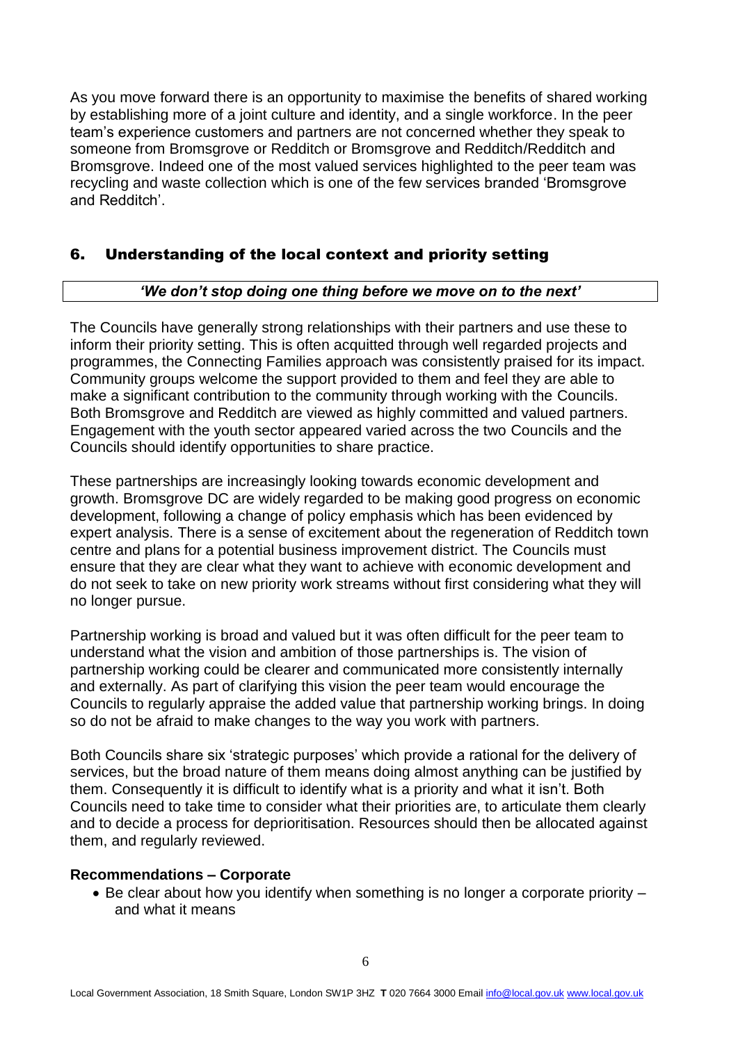As you move forward there is an opportunity to maximise the benefits of shared working by establishing more of a joint culture and identity, and a single workforce. In the peer team's experience customers and partners are not concerned whether they speak to someone from Bromsgrove or Redditch or Bromsgrove and Redditch/Redditch and Bromsgrove. Indeed one of the most valued services highlighted to the peer team was recycling and waste collection which is one of the few services branded 'Bromsgrove and Redditch'.

## 6. Understanding of the local context and priority setting

***'We don't stop doing one thing before we move on to the next'***

The Councils have generally strong relationships with their partners and use these to inform their priority setting. This is often acquitted through well regarded projects and programmes, the Connecting Families approach was consistently praised for its impact. Community groups welcome the support provided to them and feel they are able to make a significant contribution to the community through working with the Councils. Both Bromsgrove and Redditch are viewed as highly committed and valued partners. Engagement with the youth sector appeared varied across the two Councils and the Councils should identify opportunities to share practice.

These partnerships are increasingly looking towards economic development and growth. Bromsgrove DC are widely regarded to be making good progress on economic development, following a change of policy emphasis which has been evidenced by expert analysis. There is a sense of excitement about the regeneration of Redditch town centre and plans for a potential business improvement district. The Councils must ensure that they are clear what they want to achieve with economic development and do not seek to take on new priority work streams without first considering what they will no longer pursue.

Partnership working is broad and valued but it was often difficult for the peer team to understand what the vision and ambition of those partnerships is. The vision of partnership working could be clearer and communicated more consistently internally and externally. As part of clarifying this vision the peer team would encourage the Councils to regularly appraise the added value that partnership working brings. In doing so do not be afraid to make changes to the way you work with partners.

Both Councils share six 'strategic purposes' which provide a rational for the delivery of services, but the broad nature of them means doing almost anything can be justified by them. Consequently it is difficult to identify what is a priority and what it isn't. Both Councils need to take time to consider what their priorities are, to articulate them clearly and to decide a process for deprioritisation. Resources should then be allocated against them, and regularly reviewed.

**Recommendations – Corporate**

- Be clear about how you identify when something is no longer a corporate priority – and what it means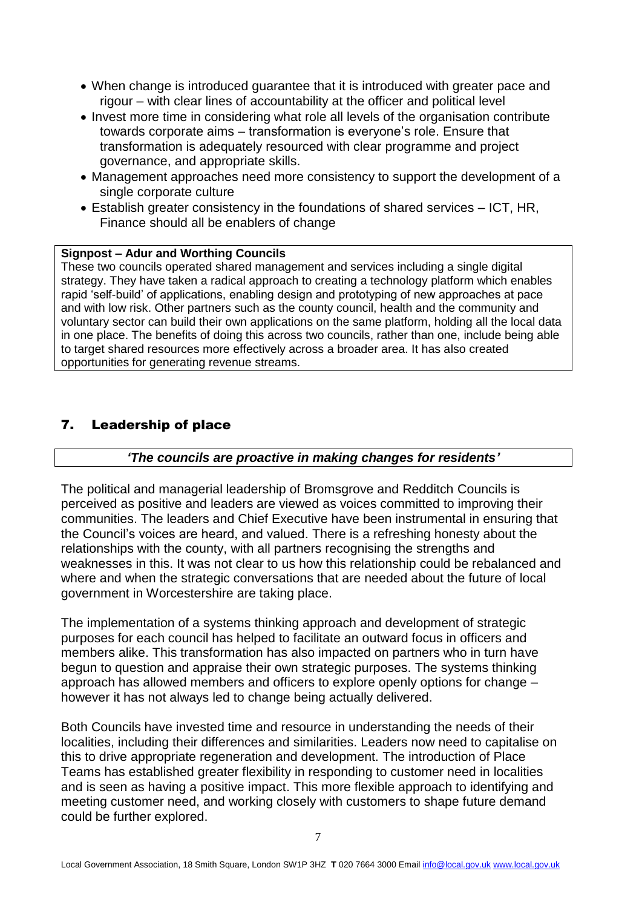- When change is introduced guarantee that it is introduced with greater pace and rigour – with clear lines of accountability at the officer and political level
- Invest more time in considering what role all levels of the organisation contribute towards corporate aims – transformation is everyone's role. Ensure that transformation is adequately resourced with clear programme and project governance, and appropriate skills.
- Management approaches need more consistency to support the development of a single corporate culture
- Establish greater consistency in the foundations of shared services – ICT, HR, Finance should all be enablers of change

> **Signpost – Adur and Worthing Councils**
> These two councils operated shared management and services including a single digital strategy. They have taken a radical approach to creating a technology platform which enables rapid 'self-build' of applications, enabling design and prototyping of new approaches at pace and with low risk. Other partners such as the county council, health and the community and voluntary sector can build their own applications on the same platform, holding all the local data in one place. The benefits of doing this across two councils, rather than one, include being able to target shared resources more effectively across a broader area. It has also created opportunities for generating revenue streams.

## 7. Leadership of place

> ***'The councils are proactive in making changes for residents'***

The political and managerial leadership of Bromsgrove and Redditch Councils is perceived as positive and leaders are viewed as voices committed to improving their communities. The leaders and Chief Executive have been instrumental in ensuring that the Council's voices are heard, and valued. There is a refreshing honesty about the relationships with the county, with all partners recognising the strengths and weaknesses in this. It was not clear to us how this relationship could be rebalanced and where and when the strategic conversations that are needed about the future of local government in Worcestershire are taking place.

The implementation of a systems thinking approach and development of strategic purposes for each council has helped to facilitate an outward focus in officers and members alike. This transformation has also impacted on partners who in turn have begun to question and appraise their own strategic purposes. The systems thinking approach has allowed members and officers to explore openly options for change – however it has not always led to change being actually delivered.

Both Councils have invested time and resource in understanding the needs of their localities, including their differences and similarities. Leaders now need to capitalise on this to drive appropriate regeneration and development. The introduction of Place Teams has established greater flexibility in responding to customer need in localities and is seen as having a positive impact. This more flexible approach to identifying and meeting customer need, and working closely with customers to shape future demand could be further explored.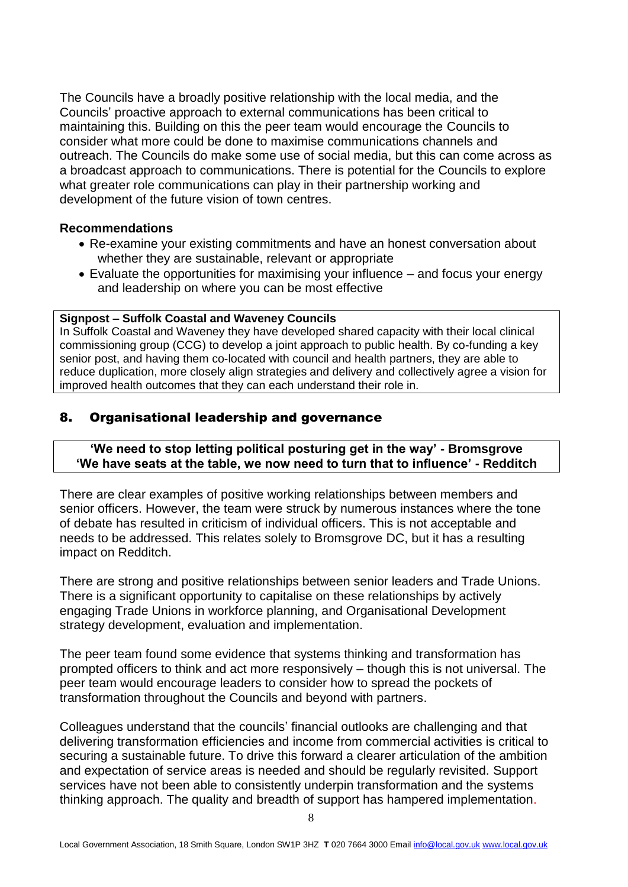The Councils have a broadly positive relationship with the local media, and the Councils' proactive approach to external communications has been critical to maintaining this. Building on this the peer team would encourage the Councils to consider what more could be done to maximise communications channels and outreach. The Councils do make some use of social media, but this can come across as a broadcast approach to communications. There is potential for the Councils to explore what greater role communications can play in their partnership working and development of the future vision of town centres.

**Recommendations**

- Re-examine your existing commitments and have an honest conversation about whether they are sustainable, relevant or appropriate
- Evaluate the opportunities for maximising your influence – and focus your energy and leadership on where you can be most effective

> **Signpost – Suffolk Coastal and Waveney Councils**
> In Suffolk Coastal and Waveney they have developed shared capacity with their local clinical commissioning group (CCG) to develop a joint approach to public health. By co-funding a key senior post, and having them co-located with council and health partners, they are able to reduce duplication, more closely align strategies and delivery and collectively agree a vision for improved health outcomes that they can each understand their role in.

## 8. Organisational leadership and governance

> **'We need to stop letting political posturing get in the way' - Bromsgrove**
> **'We have seats at the table, we now need to turn that to influence' - Redditch**

There are clear examples of positive working relationships between members and senior officers. However, the team were struck by numerous instances where the tone of debate has resulted in criticism of individual officers. This is not acceptable and needs to be addressed. This relates solely to Bromsgrove DC, but it has a resulting impact on Redditch.

There are strong and positive relationships between senior leaders and Trade Unions. There is a significant opportunity to capitalise on these relationships by actively engaging Trade Unions in workforce planning, and Organisational Development strategy development, evaluation and implementation.

The peer team found some evidence that systems thinking and transformation has prompted officers to think and act more responsively – though this is not universal. The peer team would encourage leaders to consider how to spread the pockets of transformation throughout the Councils and beyond with partners.

Colleagues understand that the councils' financial outlooks are challenging and that delivering transformation efficiencies and income from commercial activities is critical to securing a sustainable future. To drive this forward a clearer articulation of the ambition and expectation of service areas is needed and should be regularly revisited. Support services have not been able to consistently underpin transformation and the systems thinking approach. The quality and breadth of support has hampered implementation.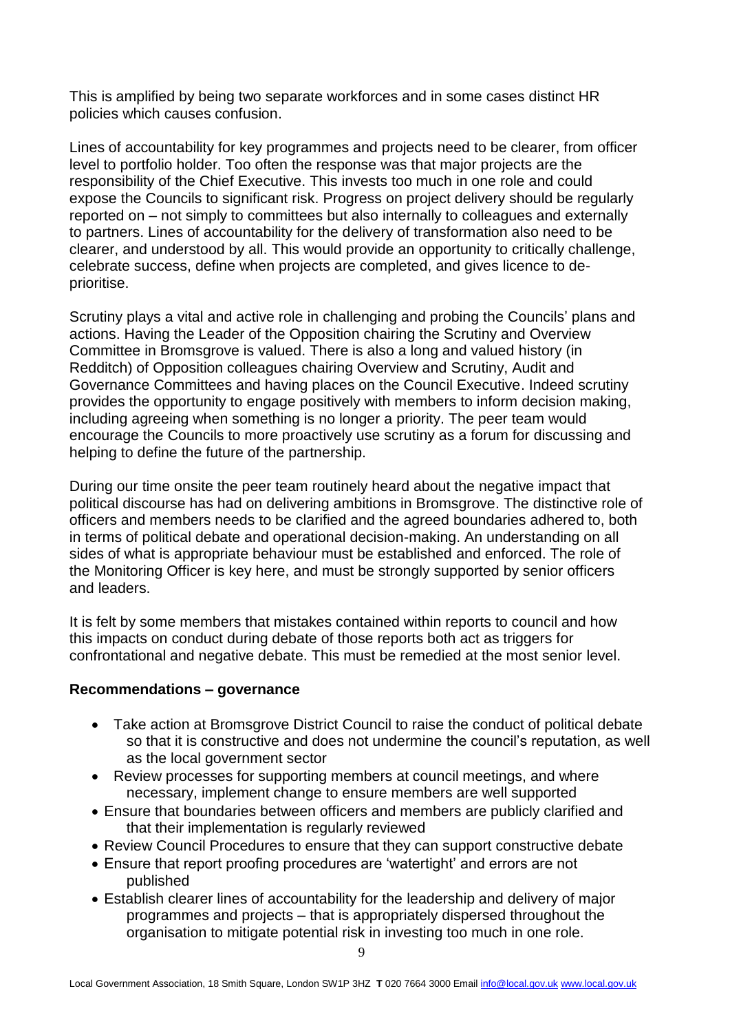This is amplified by being two separate workforces and in some cases distinct HR policies which causes confusion.

Lines of accountability for key programmes and projects need to be clearer, from officer level to portfolio holder. Too often the response was that major projects are the responsibility of the Chief Executive. This invests too much in one role and could expose the Councils to significant risk. Progress on project delivery should be regularly reported on – not simply to committees but also internally to colleagues and externally to partners. Lines of accountability for the delivery of transformation also need to be clearer, and understood by all. This would provide an opportunity to critically challenge, celebrate success, define when projects are completed, and gives licence to de-prioritise.

Scrutiny plays a vital and active role in challenging and probing the Councils' plans and actions. Having the Leader of the Opposition chairing the Scrutiny and Overview Committee in Bromsgrove is valued. There is also a long and valued history (in Redditch) of Opposition colleagues chairing Overview and Scrutiny, Audit and Governance Committees and having places on the Council Executive. Indeed scrutiny provides the opportunity to engage positively with members to inform decision making, including agreeing when something is no longer a priority. The peer team would encourage the Councils to more proactively use scrutiny as a forum for discussing and helping to define the future of the partnership.

During our time onsite the peer team routinely heard about the negative impact that political discourse has had on delivering ambitions in Bromsgrove. The distinctive role of officers and members needs to be clarified and the agreed boundaries adhered to, both in terms of political debate and operational decision-making. An understanding on all sides of what is appropriate behaviour must be established and enforced. The role of the Monitoring Officer is key here, and must be strongly supported by senior officers and leaders.

It is felt by some members that mistakes contained within reports to council and how this impacts on conduct during debate of those reports both act as triggers for confrontational and negative debate. This must be remedied at the most senior level.

**Recommendations – governance**

- Take action at Bromsgrove District Council to raise the conduct of political debate so that it is constructive and does not undermine the council's reputation, as well as the local government sector
- Review processes for supporting members at council meetings, and where necessary, implement change to ensure members are well supported
- Ensure that boundaries between officers and members are publicly clarified and that their implementation is regularly reviewed
- Review Council Procedures to ensure that they can support constructive debate
- Ensure that report proofing procedures are 'watertight' and errors are not published
- Establish clearer lines of accountability for the leadership and delivery of major programmes and projects – that is appropriately dispersed throughout the organisation to mitigate potential risk in investing too much in one role.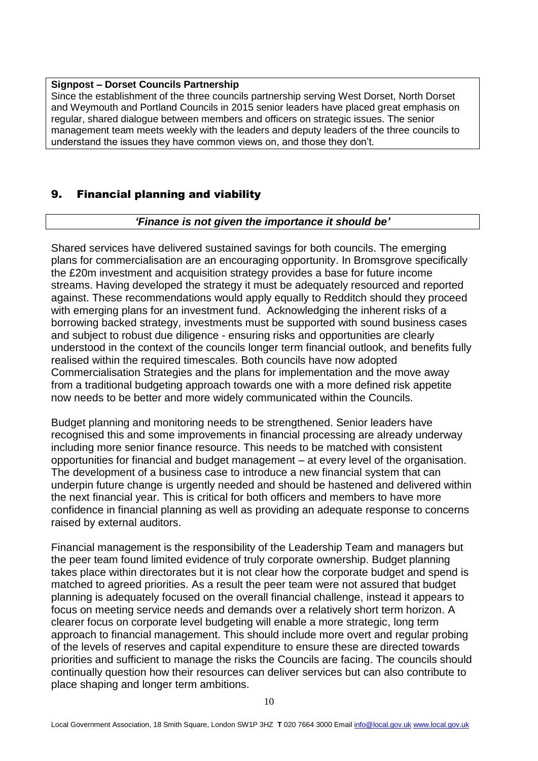**Signpost – Dorset Councils Partnership**

Since the establishment of the three councils partnership serving West Dorset, North Dorset and Weymouth and Portland Councils in 2015 senior leaders have placed great emphasis on regular, shared dialogue between members and officers on strategic issues. The senior management team meets weekly with the leaders and deputy leaders of the three councils to understand the issues they have common views on, and those they don't.

## 9. Financial planning and viability

***'Finance is not given the importance it should be'***

Shared services have delivered sustained savings for both councils. The emerging plans for commercialisation are an encouraging opportunity. In Bromsgrove specifically the £20m investment and acquisition strategy provides a base for future income streams. Having developed the strategy it must be adequately resourced and reported against. These recommendations would apply equally to Redditch should they proceed with emerging plans for an investment fund. Acknowledging the inherent risks of a borrowing backed strategy, investments must be supported with sound business cases and subject to robust due diligence - ensuring risks and opportunities are clearly understood in the context of the councils longer term financial outlook, and benefits fully realised within the required timescales. Both councils have now adopted Commercialisation Strategies and the plans for implementation and the move away from a traditional budgeting approach towards one with a more defined risk appetite now needs to be better and more widely communicated within the Councils.

Budget planning and monitoring needs to be strengthened. Senior leaders have recognised this and some improvements in financial processing are already underway including more senior finance resource. This needs to be matched with consistent opportunities for financial and budget management – at every level of the organisation. The development of a business case to introduce a new financial system that can underpin future change is urgently needed and should be hastened and delivered within the next financial year. This is critical for both officers and members to have more confidence in financial planning as well as providing an adequate response to concerns raised by external auditors.

Financial management is the responsibility of the Leadership Team and managers but the peer team found limited evidence of truly corporate ownership. Budget planning takes place within directorates but it is not clear how the corporate budget and spend is matched to agreed priorities. As a result the peer team were not assured that budget planning is adequately focused on the overall financial challenge, instead it appears to focus on meeting service needs and demands over a relatively short term horizon. A clearer focus on corporate level budgeting will enable a more strategic, long term approach to financial management. This should include more overt and regular probing of the levels of reserves and capital expenditure to ensure these are directed towards priorities and sufficient to manage the risks the Councils are facing. The councils should continually question how their resources can deliver services but can also contribute to place shaping and longer term ambitions.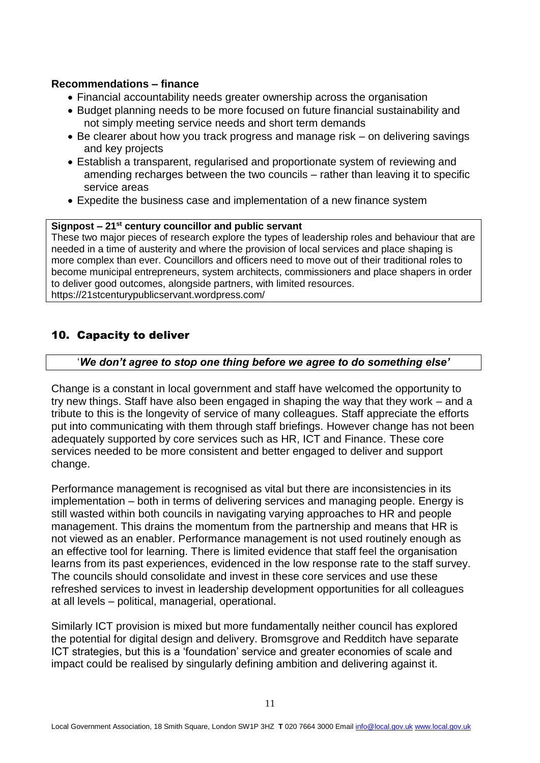**Recommendations – finance**

- Financial accountability needs greater ownership across the organisation
- Budget planning needs to be more focused on future financial sustainability and not simply meeting service needs and short term demands
- Be clearer about how you track progress and manage risk – on delivering savings and key projects
- Establish a transparent, regularised and proportionate system of reviewing and amending recharges between the two councils – rather than leaving it to specific service areas
- Expedite the business case and implementation of a new finance system

**Signpost – 21st century councillor and public servant**
These two major pieces of research explore the types of leadership roles and behaviour that are needed in a time of austerity and where the provision of local services and place shaping is more complex than ever. Councillors and officers need to move out of their traditional roles to become municipal entrepreneurs, system architects, commissioners and place shapers in order to deliver good outcomes, alongside partners, with limited resources.
https://21stcenturypublicservant.wordpress.com/

## 10. Capacity to deliver

'***We don't agree to stop one thing before we agree to do something else'***

Change is a constant in local government and staff have welcomed the opportunity to try new things. Staff have also been engaged in shaping the way that they work – and a tribute to this is the longevity of service of many colleagues. Staff appreciate the efforts put into communicating with them through staff briefings. However change has not been adequately supported by core services such as HR, ICT and Finance. These core services needed to be more consistent and better engaged to deliver and support change.

Performance management is recognised as vital but there are inconsistencies in its implementation – both in terms of delivering services and managing people. Energy is still wasted within both councils in navigating varying approaches to HR and people management. This drains the momentum from the partnership and means that HR is not viewed as an enabler. Performance management is not used routinely enough as an effective tool for learning. There is limited evidence that staff feel the organisation learns from its past experiences, evidenced in the low response rate to the staff survey. The councils should consolidate and invest in these core services and use these refreshed services to invest in leadership development opportunities for all colleagues at all levels – political, managerial, operational.

Similarly ICT provision is mixed but more fundamentally neither council has explored the potential for digital design and delivery. Bromsgrove and Redditch have separate ICT strategies, but this is a 'foundation' service and greater economies of scale and impact could be realised by singularly defining ambition and delivering against it.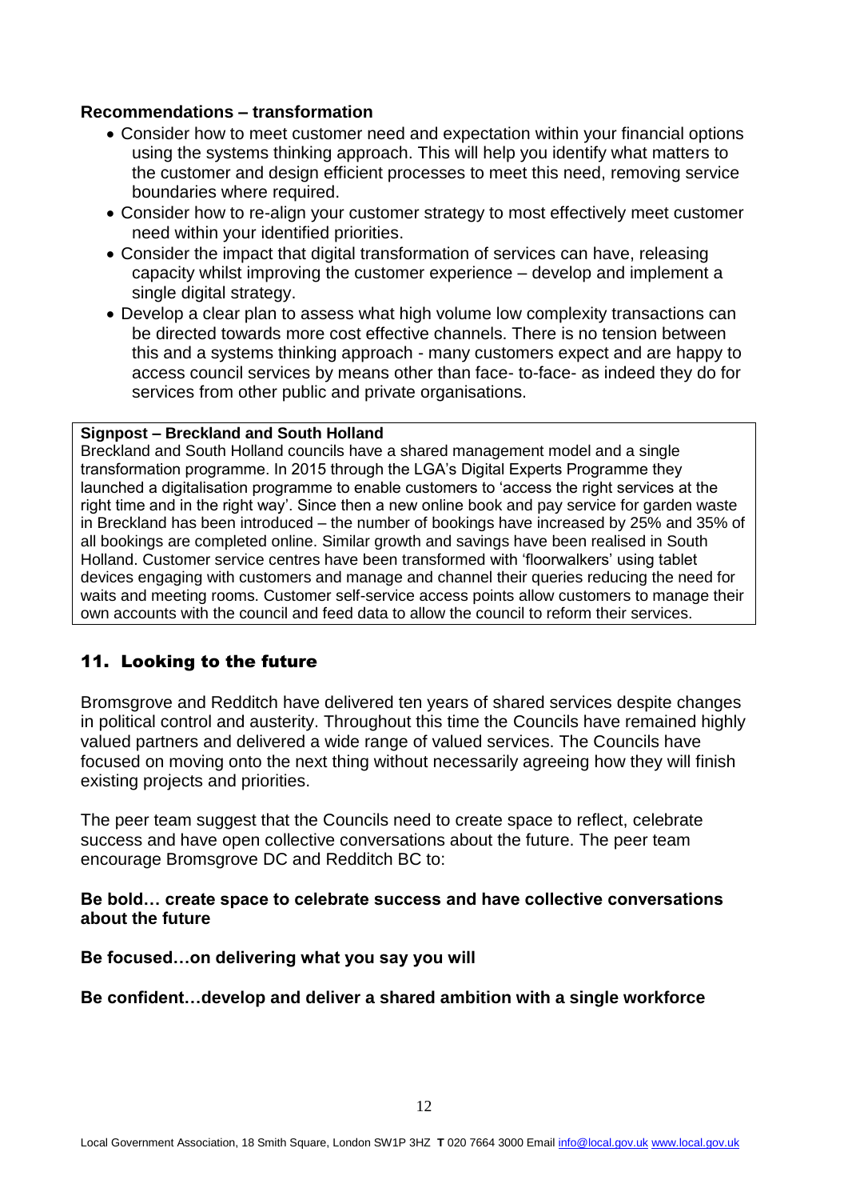**Recommendations – transformation**

- Consider how to meet customer need and expectation within your financial options using the systems thinking approach. This will help you identify what matters to the customer and design efficient processes to meet this need, removing service boundaries where required.
- Consider how to re-align your customer strategy to most effectively meet customer need within your identified priorities.
- Consider the impact that digital transformation of services can have, releasing capacity whilst improving the customer experience – develop and implement a single digital strategy.
- Develop a clear plan to assess what high volume low complexity transactions can be directed towards more cost effective channels. There is no tension between this and a systems thinking approach - many customers expect and are happy to access council services by means other than face- to-face- as indeed they do for services from other public and private organisations.

> **Signpost – Breckland and South Holland**
> Breckland and South Holland councils have a shared management model and a single transformation programme. In 2015 through the LGA's Digital Experts Programme they launched a digitalisation programme to enable customers to 'access the right services at the right time and in the right way'. Since then a new online book and pay service for garden waste in Breckland has been introduced – the number of bookings have increased by 25% and 35% of all bookings are completed online. Similar growth and savings have been realised in South Holland. Customer service centres have been transformed with 'floorwalkers' using tablet devices engaging with customers and manage and channel their queries reducing the need for waits and meeting rooms. Customer self-service access points allow customers to manage their own accounts with the council and feed data to allow the council to reform their services.

## 11. Looking to the future

Bromsgrove and Redditch have delivered ten years of shared services despite changes in political control and austerity. Throughout this time the Councils have remained highly valued partners and delivered a wide range of valued services. The Councils have focused on moving onto the next thing without necessarily agreeing how they will finish existing projects and priorities.

The peer team suggest that the Councils need to create space to reflect, celebrate success and have open collective conversations about the future. The peer team encourage Bromsgrove DC and Redditch BC to:

**Be bold… create space to celebrate success and have collective conversations about the future**

**Be focused…on delivering what you say you will**

**Be confident…develop and deliver a shared ambition with a single workforce**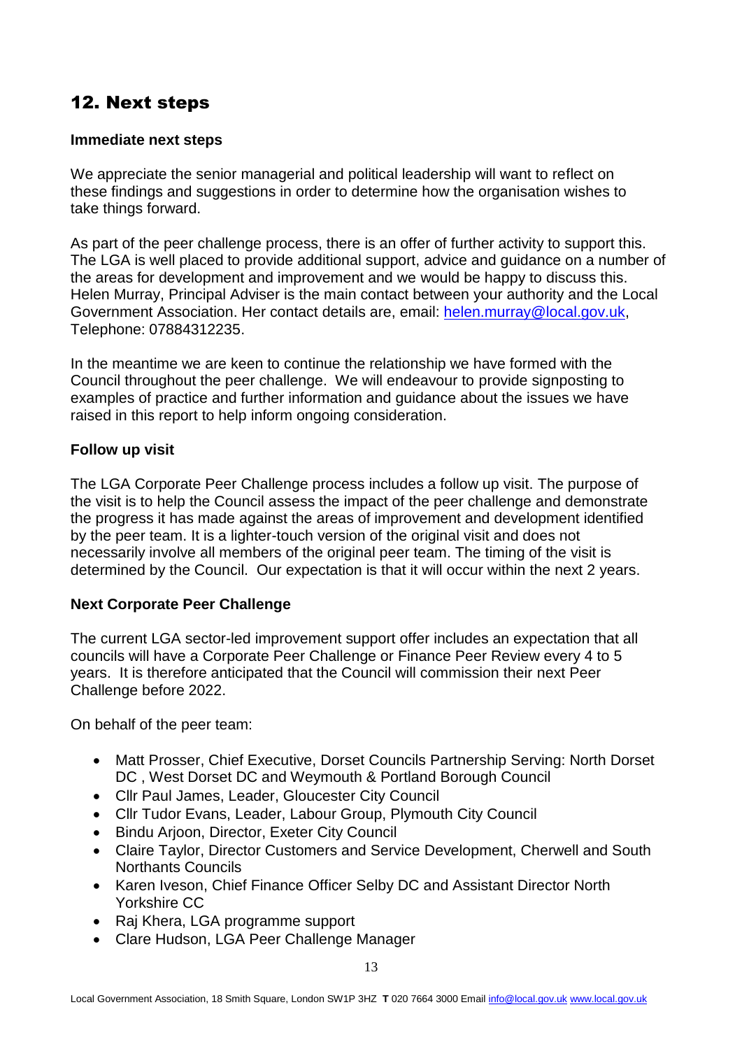## 12. Next steps

**Immediate next steps**

We appreciate the senior managerial and political leadership will want to reflect on these findings and suggestions in order to determine how the organisation wishes to take things forward.

As part of the peer challenge process, there is an offer of further activity to support this. The LGA is well placed to provide additional support, advice and guidance on a number of the areas for development and improvement and we would be happy to discuss this. Helen Murray, Principal Adviser is the main contact between your authority and the Local Government Association. Her contact details are, email: helen.murray@local.gov.uk, Telephone: 07884312235.

In the meantime we are keen to continue the relationship we have formed with the Council throughout the peer challenge. We will endeavour to provide signposting to examples of practice and further information and guidance about the issues we have raised in this report to help inform ongoing consideration.

**Follow up visit**

The LGA Corporate Peer Challenge process includes a follow up visit. The purpose of the visit is to help the Council assess the impact of the peer challenge and demonstrate the progress it has made against the areas of improvement and development identified by the peer team. It is a lighter-touch version of the original visit and does not necessarily involve all members of the original peer team. The timing of the visit is determined by the Council. Our expectation is that it will occur within the next 2 years.

**Next Corporate Peer Challenge**

The current LGA sector-led improvement support offer includes an expectation that all councils will have a Corporate Peer Challenge or Finance Peer Review every 4 to 5 years. It is therefore anticipated that the Council will commission their next Peer Challenge before 2022.

On behalf of the peer team:

- Matt Prosser, Chief Executive, Dorset Councils Partnership Serving: North Dorset DC , West Dorset DC and Weymouth & Portland Borough Council
- Cllr Paul James, Leader, Gloucester City Council
- Cllr Tudor Evans, Leader, Labour Group, Plymouth City Council
- Bindu Arjoon, Director, Exeter City Council
- Claire Taylor, Director Customers and Service Development, Cherwell and South Northants Councils
- Karen Iveson, Chief Finance Officer Selby DC and Assistant Director North Yorkshire CC
- Raj Khera, LGA programme support
- Clare Hudson, LGA Peer Challenge Manager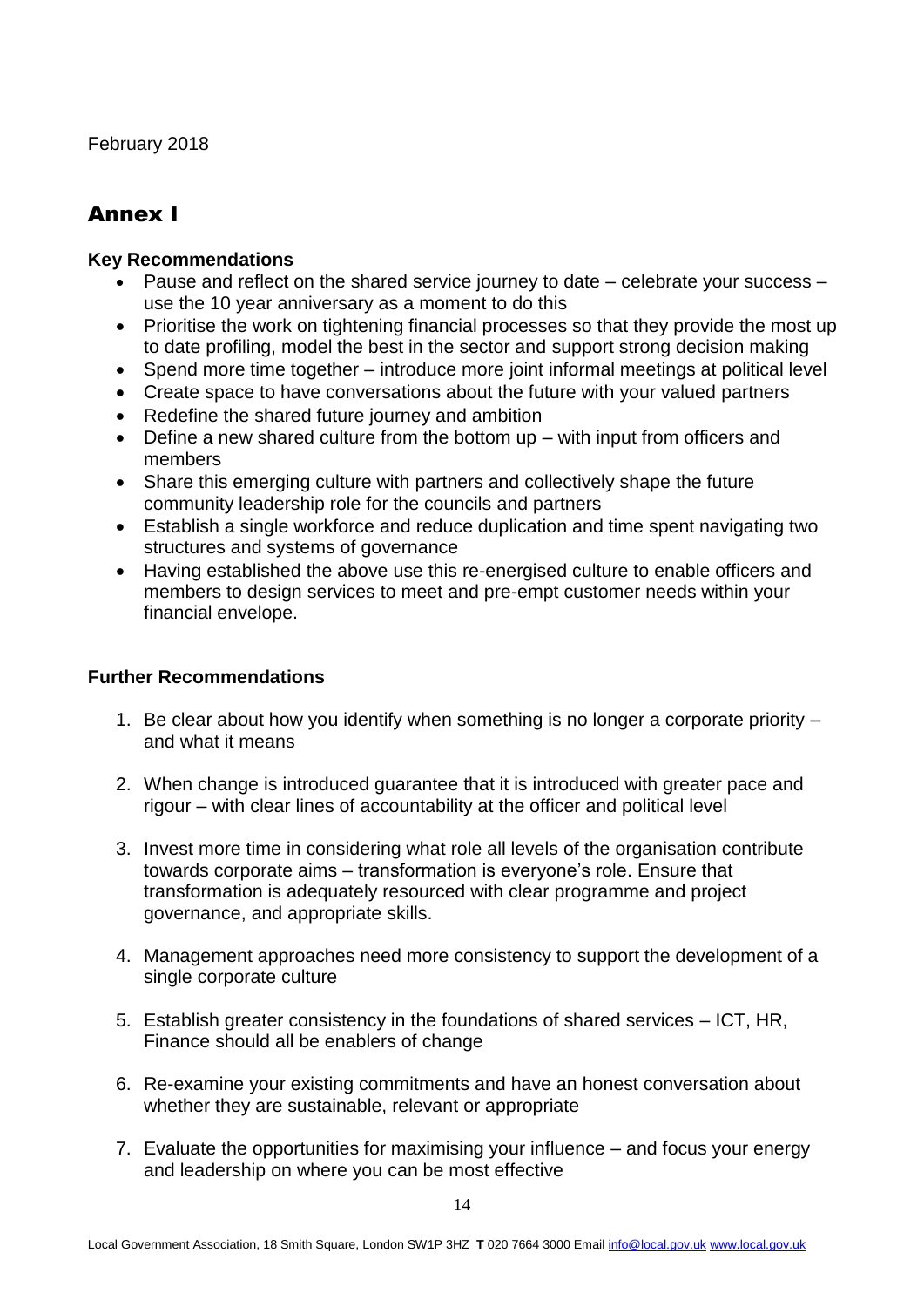February 2018

## Annex I

**Key Recommendations**

- Pause and reflect on the shared service journey to date – celebrate your success – use the 10 year anniversary as a moment to do this
- Prioritise the work on tightening financial processes so that they provide the most up to date profiling, model the best in the sector and support strong decision making
- Spend more time together – introduce more joint informal meetings at political level
- Create space to have conversations about the future with your valued partners
- Redefine the shared future journey and ambition
- Define a new shared culture from the bottom up – with input from officers and members
- Share this emerging culture with partners and collectively shape the future community leadership role for the councils and partners
- Establish a single workforce and reduce duplication and time spent navigating two structures and systems of governance
- Having established the above use this re-energised culture to enable officers and members to design services to meet and pre-empt customer needs within your financial envelope.

**Further Recommendations**

1. Be clear about how you identify when something is no longer a corporate priority – and what it means

2. When change is introduced guarantee that it is introduced with greater pace and rigour – with clear lines of accountability at the officer and political level

3. Invest more time in considering what role all levels of the organisation contribute towards corporate aims – transformation is everyone's role. Ensure that transformation is adequately resourced with clear programme and project governance, and appropriate skills.

4. Management approaches need more consistency to support the development of a single corporate culture

5. Establish greater consistency in the foundations of shared services – ICT, HR, Finance should all be enablers of change

6. Re-examine your existing commitments and have an honest conversation about whether they are sustainable, relevant or appropriate

7. Evaluate the opportunities for maximising your influence – and focus your energy and leadership on where you can be most effective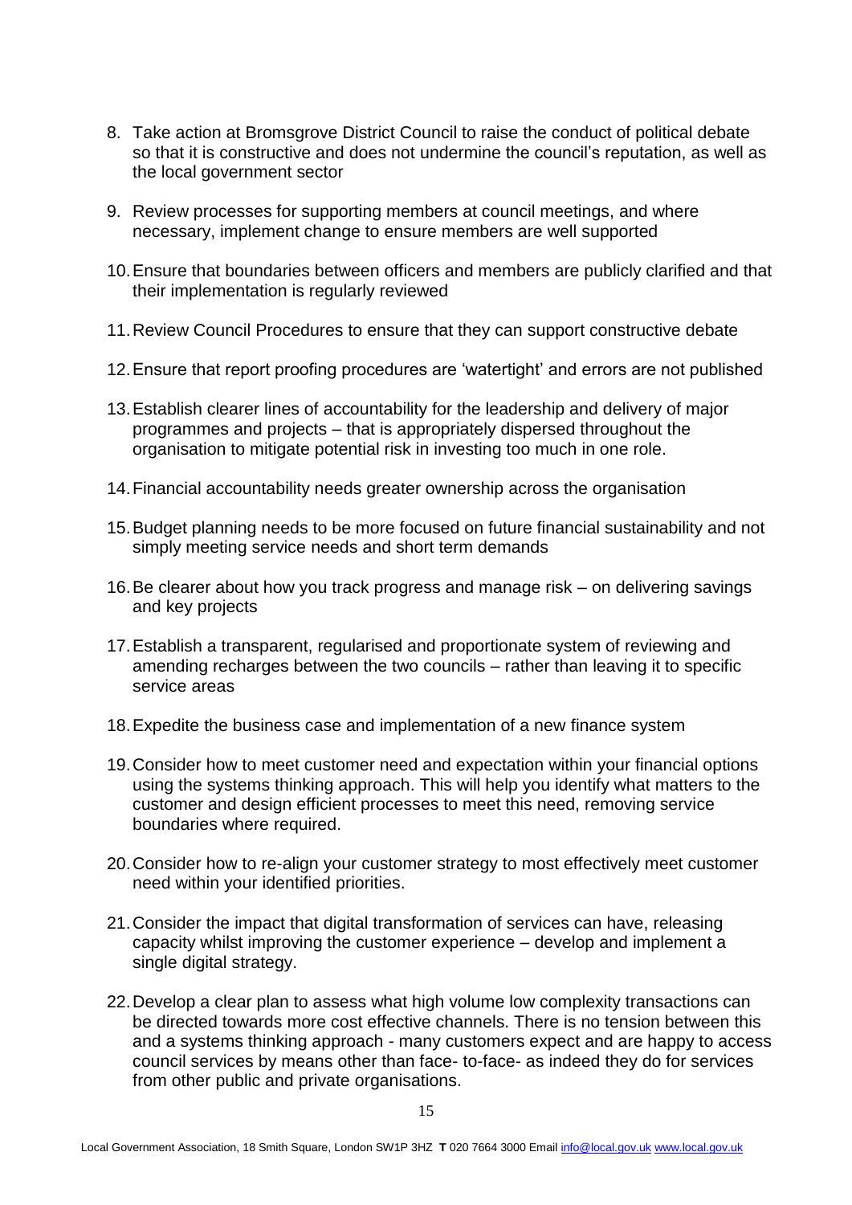8. Take action at Bromsgrove District Council to raise the conduct of political debate so that it is constructive and does not undermine the council's reputation, as well as the local government sector

9. Review processes for supporting members at council meetings, and where necessary, implement change to ensure members are well supported

10. Ensure that boundaries between officers and members are publicly clarified and that their implementation is regularly reviewed

11. Review Council Procedures to ensure that they can support constructive debate

12. Ensure that report proofing procedures are 'watertight' and errors are not published

13. Establish clearer lines of accountability for the leadership and delivery of major programmes and projects – that is appropriately dispersed throughout the organisation to mitigate potential risk in investing too much in one role.

14. Financial accountability needs greater ownership across the organisation

15. Budget planning needs to be more focused on future financial sustainability and not simply meeting service needs and short term demands

16. Be clearer about how you track progress and manage risk – on delivering savings and key projects

17. Establish a transparent, regularised and proportionate system of reviewing and amending recharges between the two councils – rather than leaving it to specific service areas

18. Expedite the business case and implementation of a new finance system

19. Consider how to meet customer need and expectation within your financial options using the systems thinking approach. This will help you identify what matters to the customer and design efficient processes to meet this need, removing service boundaries where required.

20. Consider how to re-align your customer strategy to most effectively meet customer need within your identified priorities.

21. Consider the impact that digital transformation of services can have, releasing capacity whilst improving the customer experience – develop and implement a single digital strategy.

22. Develop a clear plan to assess what high volume low complexity transactions can be directed towards more cost effective channels. There is no tension between this and a systems thinking approach - many customers expect and are happy to access council services by means other than face- to-face- as indeed they do for services from other public and private organisations.